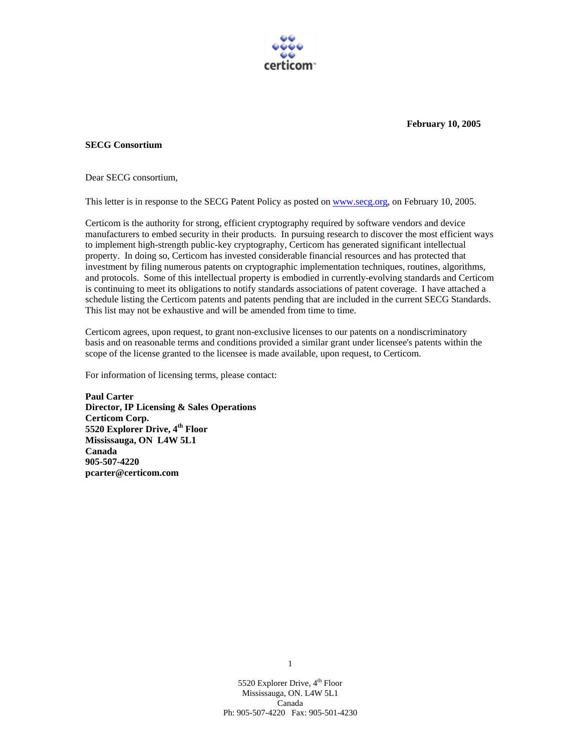**February 10, 2005**

**SECG Consortium**

Dear SECG consortium,

This letter is in response to the SECG Patent Policy as posted on www.secg.org, on February 10, 2005.

Certicom is the authority for strong, efficient cryptography required by software vendors and device manufacturers to embed security in their products. In pursuing research to discover the most efficient ways to implement high-strength public-key cryptography, Certicom has generated significant intellectual property. In doing so, Certicom has invested considerable financial resources and has protected that investment by filing numerous patents on cryptographic implementation techniques, routines, algorithms, and protocols. Some of this intellectual property is embodied in currently-evolving standards and Certicom is continuing to meet its obligations to notify standards associations of patent coverage. I have attached a schedule listing the Certicom patents and patents pending that are included in the current SECG Standards. This list may not be exhaustive and will be amended from time to time.

Certicom agrees, upon request, to grant non-exclusive licenses to our patents on a nondiscriminatory basis and on reasonable terms and conditions provided a similar grant under licensee's patents within the scope of the license granted to the licensee is made available, upon request, to Certicom.

For information of licensing terms, please contact:

**Paul Carter**
**Director, IP Licensing & Sales Operations**
**Certicom Corp.**
**5520 Explorer Drive, 4th Floor**
**Mississauga, ON L4W 5L1**
**Canada**
**905-507-4220**
**pcarter@certicom.com**

5520 Explorer Drive, 4th Floor
Mississauga, ON. L4W 5L1
Canada
Ph: 905-507-4220 Fax: 905-501-4230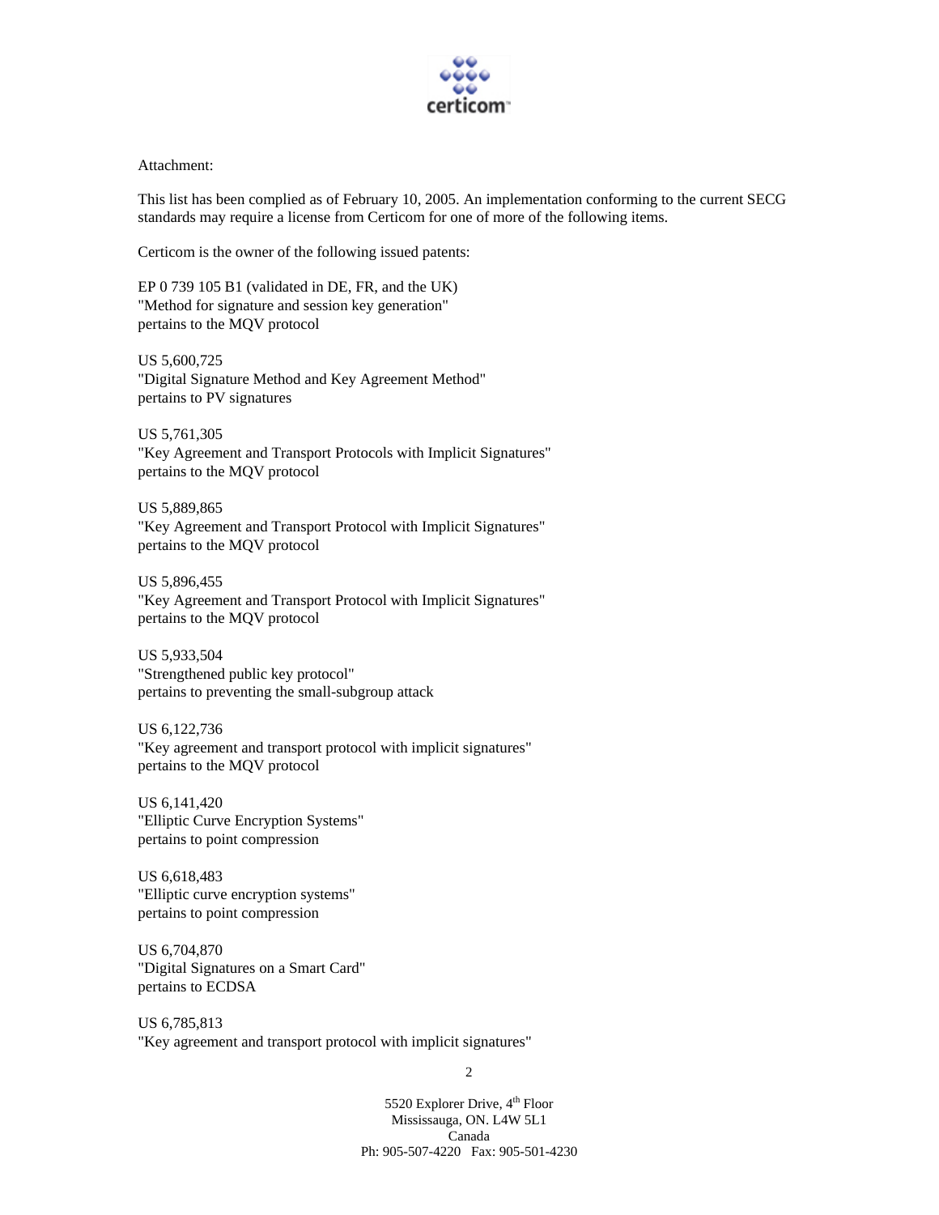Attachment:

This list has been complied as of February 10, 2005. An implementation conforming to the current SECG standards may require a license from Certicom for one of more of the following items.

Certicom is the owner of the following issued patents:

EP 0 739 105 B1 (validated in DE, FR, and the UK)
"Method for signature and session key generation"
pertains to the MQV protocol

US 5,600,725
"Digital Signature Method and Key Agreement Method"
pertains to PV signatures

US 5,761,305
"Key Agreement and Transport Protocols with Implicit Signatures"
pertains to the MQV protocol

US 5,889,865
"Key Agreement and Transport Protocol with Implicit Signatures"
pertains to the MQV protocol

US 5,896,455
"Key Agreement and Transport Protocol with Implicit Signatures"
pertains to the MQV protocol

US 5,933,504
"Strengthened public key protocol"
pertains to preventing the small-subgroup attack

US 6,122,736
"Key agreement and transport protocol with implicit signatures"
pertains to the MQV protocol

US 6,141,420
"Elliptic Curve Encryption Systems"
pertains to point compression

US 6,618,483
"Elliptic curve encryption systems"
pertains to point compression

US 6,704,870
"Digital Signatures on a Smart Card"
pertains to ECDSA

US 6,785,813
"Key agreement and transport protocol with implicit signatures"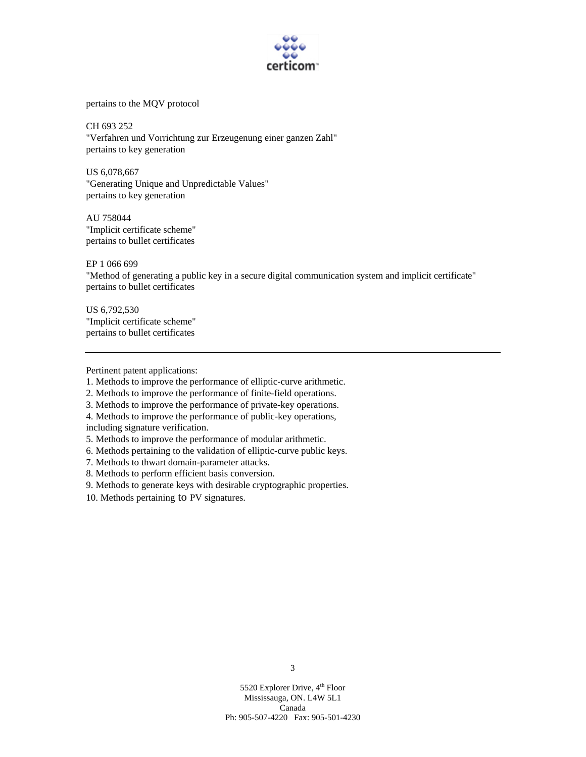pertains to the MQV protocol

CH 693 252
"Verfahren und Vorrichtung zur Erzeugenung einer ganzen Zahl"
pertains to key generation

US 6,078,667
"Generating Unique and Unpredictable Values"
pertains to key generation

AU 758044
"Implicit certificate scheme"
pertains to bullet certificates

EP 1 066 699
"Method of generating a public key in a secure digital communication system and implicit certificate"
pertains to bullet certificates

US 6,792,530
"Implicit certificate scheme"
pertains to bullet certificates

---

Pertinent patent applications:

1. Methods to improve the performance of elliptic-curve arithmetic.
2. Methods to improve the performance of finite-field operations.
3. Methods to improve the performance of private-key operations.
4. Methods to improve the performance of public-key operations, including signature verification.
5. Methods to improve the performance of modular arithmetic.
6. Methods pertaining to the validation of elliptic-curve public keys.
7. Methods to thwart domain-parameter attacks.
8. Methods to perform efficient basis conversion.
9. Methods to generate keys with desirable cryptographic properties.
10. Methods pertaining to PV signatures.